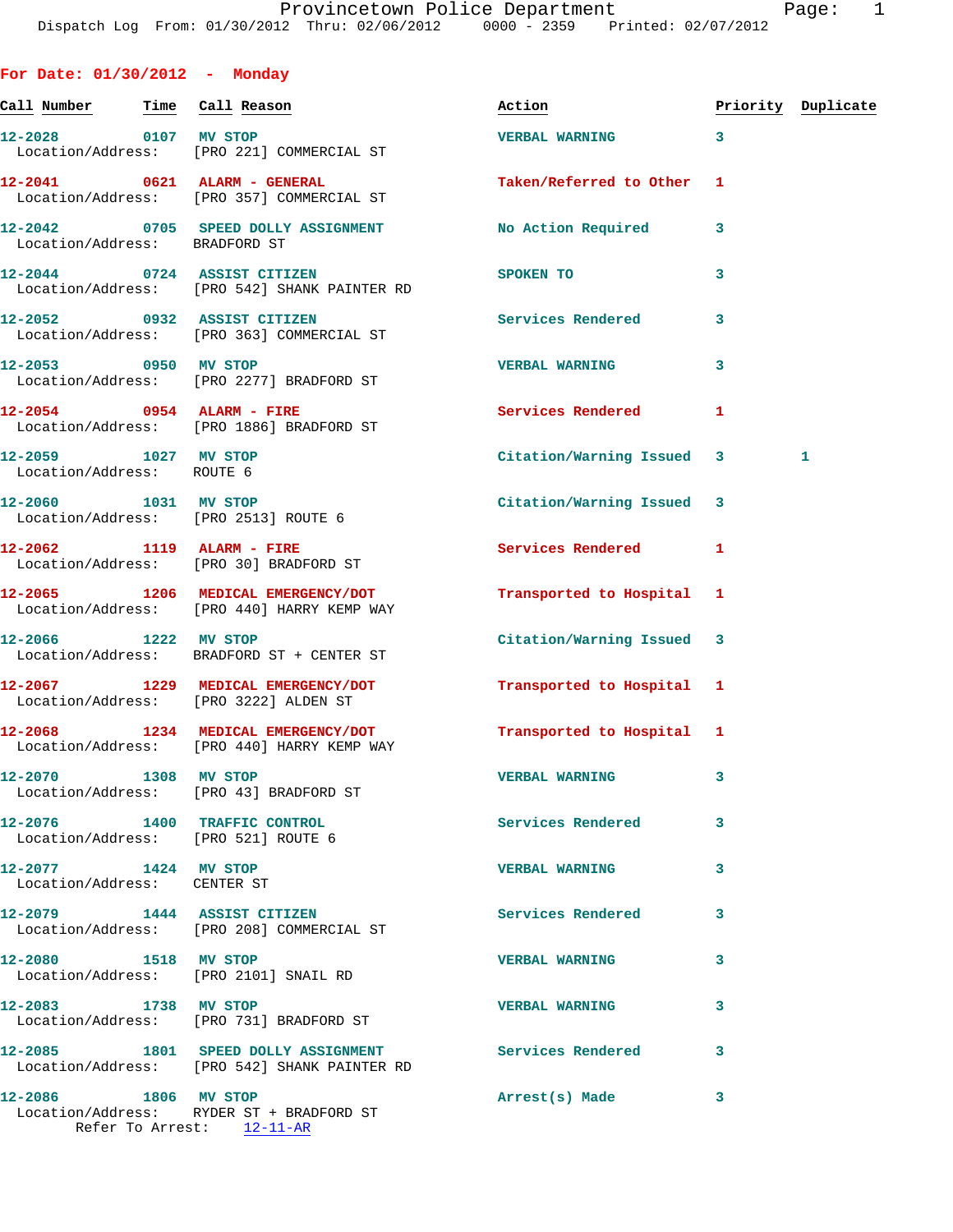Provincetown Police Department
Dispatch Log From: 01/30/2012 Thru: 02/06/2012 0000 - 2359 Printed: 02/07/2012

## For Date: 01/30/2012 - Monday

| Call Number | Time | Call Reason | Action | Priority | Duplicate |
|---|---|---|---|---|---|
| 12-2028 | 0107 | MV STOP<br>Location/Address: [PRO 221] COMMERCIAL ST | VERBAL WARNING | 3 | |
| 12-2041 | 0621 | ALARM - GENERAL<br>Location/Address: [PRO 357] COMMERCIAL ST | Taken/Referred to Other | 1 | |
| 12-2042 | 0705 | SPEED DOLLY ASSIGNMENT<br>Location/Address: BRADFORD ST | No Action Required | 3 | |
| 12-2044 | 0724 | ASSIST CITIZEN<br>Location/Address: [PRO 542] SHANK PAINTER RD | SPOKEN TO | 3 | |
| 12-2052 | 0932 | ASSIST CITIZEN<br>Location/Address: [PRO 363] COMMERCIAL ST | Services Rendered | 3 | |
| 12-2053 | 0950 | MV STOP<br>Location/Address: [PRO 2277] BRADFORD ST | VERBAL WARNING | 3 | |
| 12-2054 | 0954 | ALARM - FIRE<br>Location/Address: [PRO 1886] BRADFORD ST | Services Rendered | 1 | |
| 12-2059 | 1027 | MV STOP<br>Location/Address: ROUTE 6 | Citation/Warning Issued | 3 | 1 |
| 12-2060 | 1031 | MV STOP<br>Location/Address: [PRO 2513] ROUTE 6 | Citation/Warning Issued | 3 | |
| 12-2062 | 1119 | ALARM - FIRE<br>Location/Address: [PRO 30] BRADFORD ST | Services Rendered | 1 | |
| 12-2065 | 1206 | MEDICAL EMERGENCY/DOT<br>Location/Address: [PRO 440] HARRY KEMP WAY | Transported to Hospital | 1 | |
| 12-2066 | 1222 | MV STOP<br>Location/Address: BRADFORD ST + CENTER ST | Citation/Warning Issued | 3 | |
| 12-2067 | 1229 | MEDICAL EMERGENCY/DOT<br>Location/Address: [PRO 3222] ALDEN ST | Transported to Hospital | 1 | |
| 12-2068 | 1234 | MEDICAL EMERGENCY/DOT<br>Location/Address: [PRO 440] HARRY KEMP WAY | Transported to Hospital | 1 | |
| 12-2070 | 1308 | MV STOP<br>Location/Address: [PRO 43] BRADFORD ST | VERBAL WARNING | 3 | |
| 12-2076 | 1400 | TRAFFIC CONTROL<br>Location/Address: [PRO 521] ROUTE 6 | Services Rendered | 3 | |
| 12-2077 | 1424 | MV STOP<br>Location/Address: CENTER ST | VERBAL WARNING | 3 | |
| 12-2079 | 1444 | ASSIST CITIZEN<br>Location/Address: [PRO 208] COMMERCIAL ST | Services Rendered | 3 | |
| 12-2080 | 1518 | MV STOP<br>Location/Address: [PRO 2101] SNAIL RD | VERBAL WARNING | 3 | |
| 12-2083 | 1738 | MV STOP<br>Location/Address: [PRO 731] BRADFORD ST | VERBAL WARNING | 3 | |
| 12-2085 | 1801 | SPEED DOLLY ASSIGNMENT<br>Location/Address: [PRO 542] SHANK PAINTER RD | Services Rendered | 3 | |
| 12-2086 | 1806 | MV STOP<br>Location/Address: RYDER ST + BRADFORD ST<br>Refer To Arrest: 12-11-AR | Arrest(s) Made | 3 | |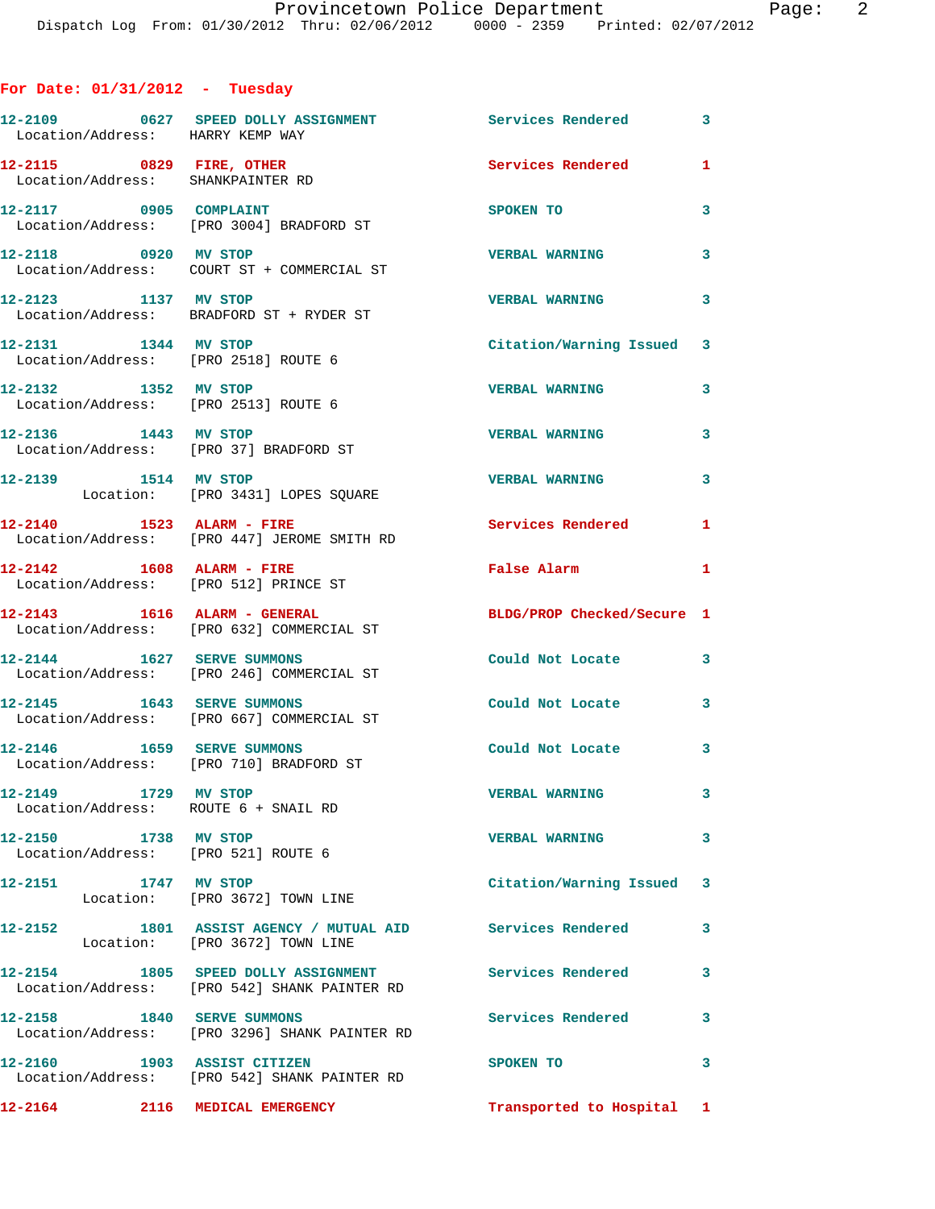## For Date: 01/31/2012 - Tuesday

| Call # | Time | Call Type | Disposition | Priority |
|---|---|---|---|---|
| 12-2109 | 0627 | SPEED DOLLY ASSIGNMENT | Services Rendered | 3 |
| Location/Address: HARRY KEMP WAY | | | | |
| 12-2115 | 0829 | FIRE, OTHER | Services Rendered | 1 |
| Location/Address: SHANKPAINTER RD | | | | |
| 12-2117 | 0905 | COMPLAINT | SPOKEN TO | 3 |
| Location/Address: [PRO 3004] BRADFORD ST | | | | |
| 12-2118 | 0920 | MV STOP | VERBAL WARNING | 3 |
| Location/Address: COURT ST + COMMERCIAL ST | | | | |
| 12-2123 | 1137 | MV STOP | VERBAL WARNING | 3 |
| Location/Address: BRADFORD ST + RYDER ST | | | | |
| 12-2131 | 1344 | MV STOP | Citation/Warning Issued | 3 |
| Location/Address: [PRO 2518] ROUTE 6 | | | | |
| 12-2132 | 1352 | MV STOP | VERBAL WARNING | 3 |
| Location/Address: [PRO 2513] ROUTE 6 | | | | |
| 12-2136 | 1443 | MV STOP | VERBAL WARNING | 3 |
| Location/Address: [PRO 37] BRADFORD ST | | | | |
| 12-2139 | 1514 | MV STOP | VERBAL WARNING | 3 |
| Location: [PRO 3431] LOPES SQUARE | | | | |
| 12-2140 | 1523 | ALARM - FIRE | Services Rendered | 1 |
| Location/Address: [PRO 447] JEROME SMITH RD | | | | |
| 12-2142 | 1608 | ALARM - FIRE | False Alarm | 1 |
| Location/Address: [PRO 512] PRINCE ST | | | | |
| 12-2143 | 1616 | ALARM - GENERAL | BLDG/PROP Checked/Secure | 1 |
| Location/Address: [PRO 632] COMMERCIAL ST | | | | |
| 12-2144 | 1627 | SERVE SUMMONS | Could Not Locate | 3 |
| Location/Address: [PRO 246] COMMERCIAL ST | | | | |
| 12-2145 | 1643 | SERVE SUMMONS | Could Not Locate | 3 |
| Location/Address: [PRO 667] COMMERCIAL ST | | | | |
| 12-2146 | 1659 | SERVE SUMMONS | Could Not Locate | 3 |
| Location/Address: [PRO 710] BRADFORD ST | | | | |
| 12-2149 | 1729 | MV STOP | VERBAL WARNING | 3 |
| Location/Address: ROUTE 6 + SNAIL RD | | | | |
| 12-2150 | 1738 | MV STOP | VERBAL WARNING | 3 |
| Location/Address: [PRO 521] ROUTE 6 | | | | |
| 12-2151 | 1747 | MV STOP | Citation/Warning Issued | 3 |
| Location: [PRO 3672] TOWN LINE | | | | |
| 12-2152 | 1801 | ASSIST AGENCY / MUTUAL AID | Services Rendered | 3 |
| Location: [PRO 3672] TOWN LINE | | | | |
| 12-2154 | 1805 | SPEED DOLLY ASSIGNMENT | Services Rendered | 3 |
| Location/Address: [PRO 542] SHANK PAINTER RD | | | | |
| 12-2158 | 1840 | SERVE SUMMONS | Services Rendered | 3 |
| Location/Address: [PRO 3296] SHANK PAINTER RD | | | | |
| 12-2160 | 1903 | ASSIST CITIZEN | SPOKEN TO | 3 |
| Location/Address: [PRO 542] SHANK PAINTER RD | | | | |
| 12-2164 | 2116 | MEDICAL EMERGENCY | Transported to Hospital | 1 |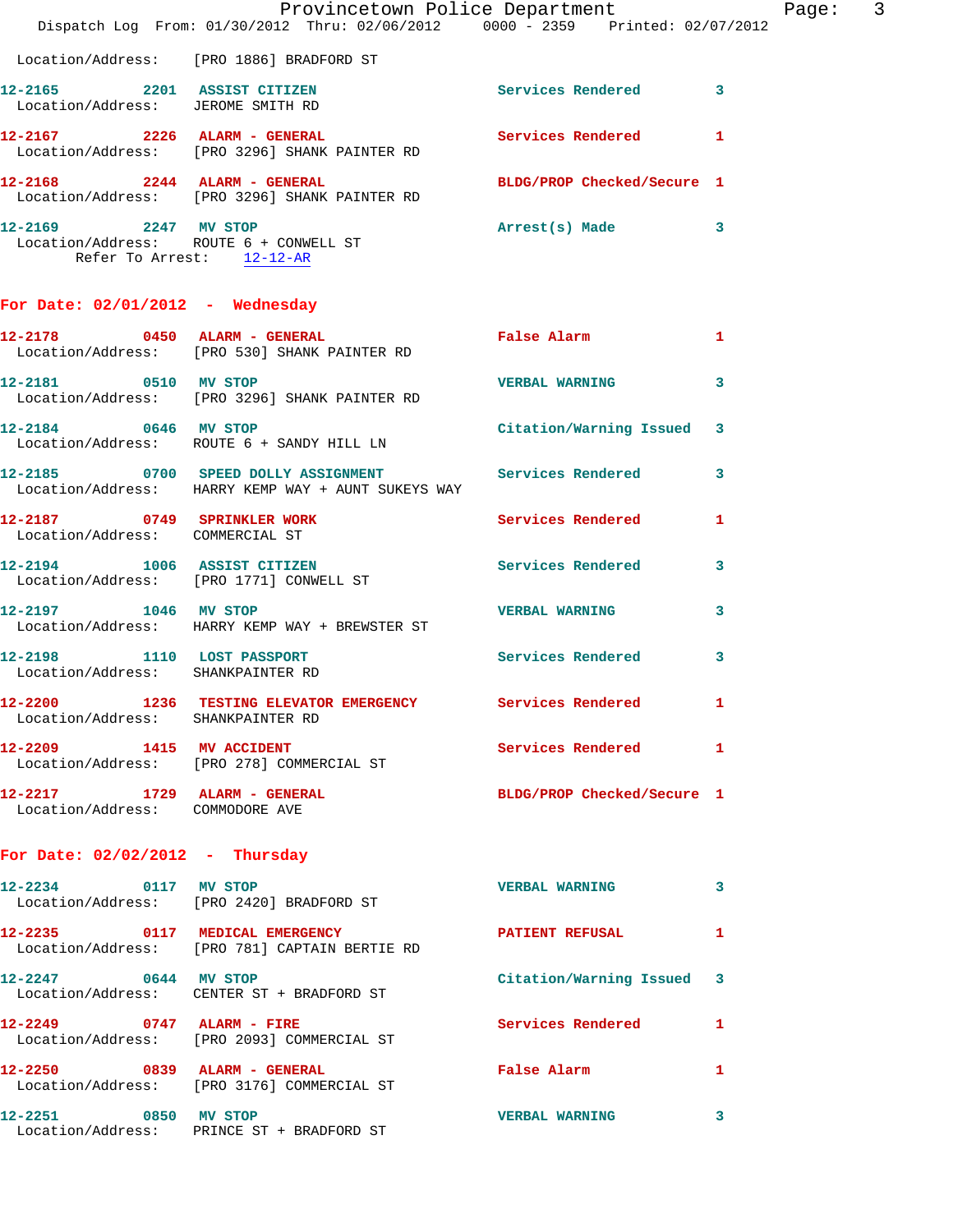Location/Address: [PRO 1886] BRADFORD ST

**12-2165** 2201 **ASSIST CITIZEN** Services Rendered 3
Location/Address: JEROME SMITH RD

**12-2167** 2226 **ALARM - GENERAL** Services Rendered 1
Location/Address: [PRO 3296] SHANK PAINTER RD

**12-2168** 2244 **ALARM - GENERAL** BLDG/PROP Checked/Secure 1
Location/Address: [PRO 3296] SHANK PAINTER RD

**12-2169** 2247 **MV STOP** Arrest(s) Made 3
Location/Address: ROUTE 6 + CONWELL ST
Refer To Arrest: 12-12-AR

## For Date: 02/01/2012 - Wednesday

**12-2178** 0450 **ALARM - GENERAL** False Alarm 1
Location/Address: [PRO 530] SHANK PAINTER RD

**12-2181** 0510 **MV STOP** VERBAL WARNING 3
Location/Address: [PRO 3296] SHANK PAINTER RD

**12-2184** 0646 **MV STOP** Citation/Warning Issued 3
Location/Address: ROUTE 6 + SANDY HILL LN

**12-2185** 0700 **SPEED DOLLY ASSIGNMENT** Services Rendered 3
Location/Address: HARRY KEMP WAY + AUNT SUKEYS WAY

**12-2187** 0749 **SPRINKLER WORK** Services Rendered 1
Location/Address: COMMERCIAL ST

**12-2194** 1006 **ASSIST CITIZEN** Services Rendered 3
Location/Address: [PRO 1771] CONWELL ST

**12-2197** 1046 **MV STOP** VERBAL WARNING 3
Location/Address: HARRY KEMP WAY + BREWSTER ST

**12-2198** 1110 **LOST PASSPORT** Services Rendered 3
Location/Address: SHANKPAINTER RD

**12-2200** 1236 **TESTING ELEVATOR EMERGENCY** Services Rendered 1
Location/Address: SHANKPAINTER RD

**12-2209** 1415 **MV ACCIDENT** Services Rendered 1
Location/Address: [PRO 278] COMMERCIAL ST

**12-2217** 1729 **ALARM - GENERAL** BLDG/PROP Checked/Secure 1
Location/Address: COMMODORE AVE

## For Date: 02/02/2012 - Thursday

**12-2234** 0117 **MV STOP** VERBAL WARNING 3
Location/Address: [PRO 2420] BRADFORD ST

**12-2235** 0117 **MEDICAL EMERGENCY** PATIENT REFUSAL 1
Location/Address: [PRO 781] CAPTAIN BERTIE RD

**12-2247** 0644 **MV STOP** Citation/Warning Issued 3
Location/Address: CENTER ST + BRADFORD ST

**12-2249** 0747 **ALARM - FIRE** Services Rendered 1
Location/Address: [PRO 2093] COMMERCIAL ST

**12-2250** 0839 **ALARM - GENERAL** False Alarm 1
Location/Address: [PRO 3176] COMMERCIAL ST

**12-2251** 0850 **MV STOP** VERBAL WARNING 3
Location/Address: PRINCE ST + BRADFORD ST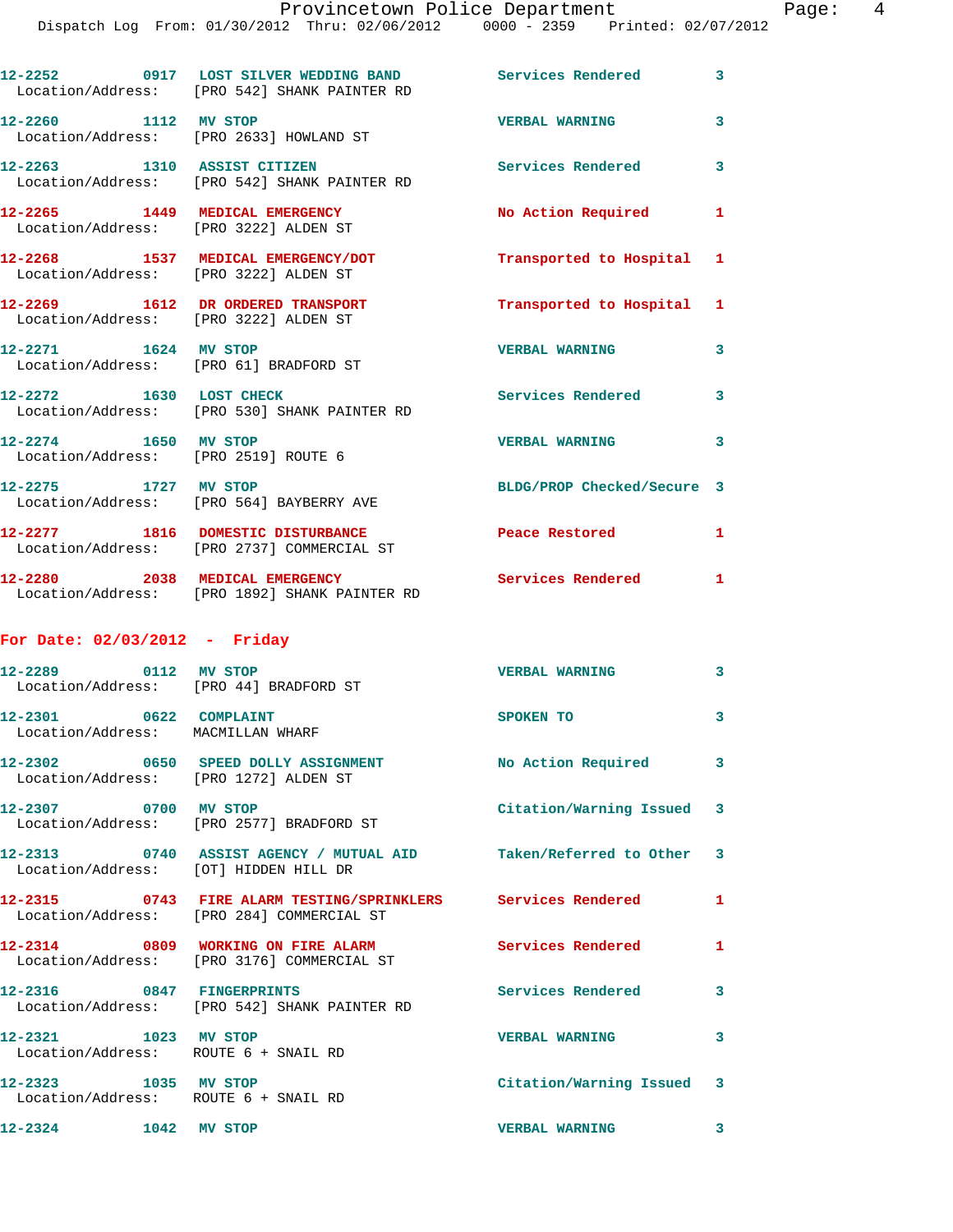12-2252 0917 LOST SILVER WEDDING BAND Services Rendered 3
Location/Address: [PRO 542] SHANK PAINTER RD

12-2260 1112 MV STOP VERBAL WARNING 3
Location/Address: [PRO 2633] HOWLAND ST

12-2263 1310 ASSIST CITIZEN Services Rendered 3
Location/Address: [PRO 542] SHANK PAINTER RD

12-2265 1449 MEDICAL EMERGENCY No Action Required 1
Location/Address: [PRO 3222] ALDEN ST

12-2268 1537 MEDICAL EMERGENCY/DOT Transported to Hospital 1
Location/Address: [PRO 3222] ALDEN ST

12-2269 1612 DR ORDERED TRANSPORT Transported to Hospital 1
Location/Address: [PRO 3222] ALDEN ST

12-2271 1624 MV STOP VERBAL WARNING 3
Location/Address: [PRO 61] BRADFORD ST

12-2272 1630 LOST CHECK Services Rendered 3
Location/Address: [PRO 530] SHANK PAINTER RD

12-2274 1650 MV STOP VERBAL WARNING 3
Location/Address: [PRO 2519] ROUTE 6

12-2275 1727 MV STOP BLDG/PROP Checked/Secure 3
Location/Address: [PRO 564] BAYBERRY AVE

12-2277 1816 DOMESTIC DISTURBANCE Peace Restored 1
Location/Address: [PRO 2737] COMMERCIAL ST

12-2280 2038 MEDICAL EMERGENCY Services Rendered 1
Location/Address: [PRO 1892] SHANK PAINTER RD

## For Date: 02/03/2012 - Friday

12-2289 0112 MV STOP VERBAL WARNING 3
Location/Address: [PRO 44] BRADFORD ST

12-2301 0622 COMPLAINT SPOKEN TO 3
Location/Address: MACMILLAN WHARF

12-2302 0650 SPEED DOLLY ASSIGNMENT No Action Required 3
Location/Address: [PRO 1272] ALDEN ST

12-2307 0700 MV STOP Citation/Warning Issued 3
Location/Address: [PRO 2577] BRADFORD ST

12-2313 0740 ASSIST AGENCY / MUTUAL AID Taken/Referred to Other 3
Location/Address: [OT] HIDDEN HILL DR

12-2315 0743 FIRE ALARM TESTING/SPRINKLERS Services Rendered 1
Location/Address: [PRO 284] COMMERCIAL ST

12-2314 0809 WORKING ON FIRE ALARM Services Rendered 1
Location/Address: [PRO 3176] COMMERCIAL ST

12-2316 0847 FINGERPRINTS Services Rendered 3
Location/Address: [PRO 542] SHANK PAINTER RD

12-2321 1023 MV STOP VERBAL WARNING 3
Location/Address: ROUTE 6 + SNAIL RD

12-2323 1035 MV STOP Citation/Warning Issued 3
Location/Address: ROUTE 6 + SNAIL RD

12-2324 1042 MV STOP VERBAL WARNING 3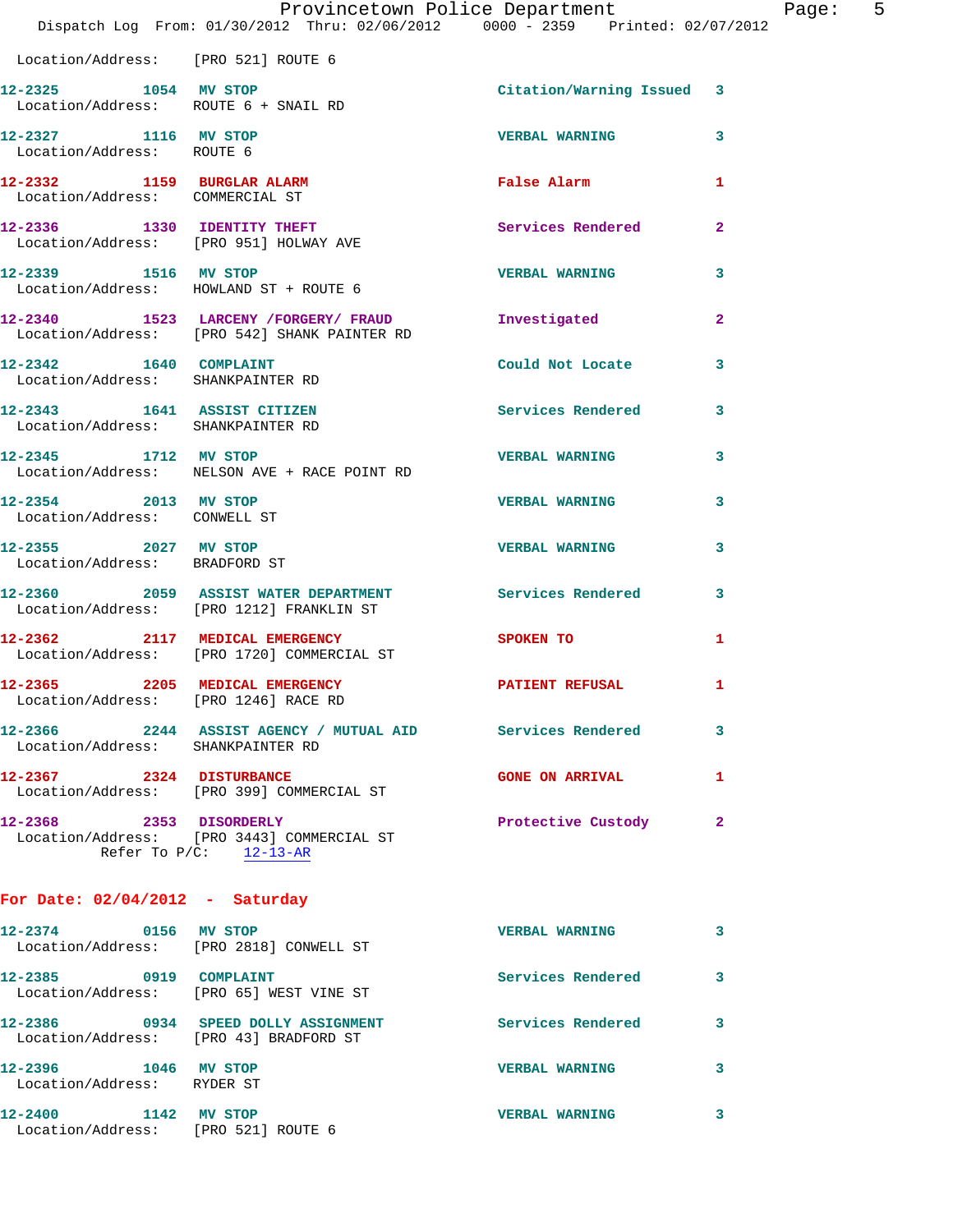Location/Address: [PRO 521] ROUTE 6

| Call # | Time | Call Reason | Action | Priority |
|---|---|---|---|---|
| 12-2325 | 1054 | MV STOP | Citation/Warning Issued | 3 |
| Location/Address: | ROUTE 6 + SNAIL RD | | | |
| 12-2327 | 1116 | MV STOP | VERBAL WARNING | 3 |
| Location/Address: | ROUTE 6 | | | |
| 12-2332 | 1159 | BURGLAR ALARM | False Alarm | 1 |
| Location/Address: | COMMERCIAL ST | | | |
| 12-2336 | 1330 | IDENTITY THEFT | Services Rendered | 2 |
| Location/Address: | [PRO 951] HOLWAY AVE | | | |
| 12-2339 | 1516 | MV STOP | VERBAL WARNING | 3 |
| Location/Address: | HOWLAND ST + ROUTE 6 | | | |
| 12-2340 | 1523 | LARCENY /FORGERY/ FRAUD | Investigated | 2 |
| Location/Address: | [PRO 542] SHANK PAINTER RD | | | |
| 12-2342 | 1640 | COMPLAINT | Could Not Locate | 3 |
| Location/Address: | SHANKPAINTER RD | | | |
| 12-2343 | 1641 | ASSIST CITIZEN | Services Rendered | 3 |
| Location/Address: | SHANKPAINTER RD | | | |
| 12-2345 | 1712 | MV STOP | VERBAL WARNING | 3 |
| Location/Address: | NELSON AVE + RACE POINT RD | | | |
| 12-2354 | 2013 | MV STOP | VERBAL WARNING | 3 |
| Location/Address: | CONWELL ST | | | |
| 12-2355 | 2027 | MV STOP | VERBAL WARNING | 3 |
| Location/Address: | BRADFORD ST | | | |
| 12-2360 | 2059 | ASSIST WATER DEPARTMENT | Services Rendered | 3 |
| Location/Address: | [PRO 1212] FRANKLIN ST | | | |
| 12-2362 | 2117 | MEDICAL EMERGENCY | SPOKEN TO | 1 |
| Location/Address: | [PRO 1720] COMMERCIAL ST | | | |
| 12-2365 | 2205 | MEDICAL EMERGENCY | PATIENT REFUSAL | 1 |
| Location/Address: | [PRO 1246] RACE RD | | | |
| 12-2366 | 2244 | ASSIST AGENCY / MUTUAL AID | Services Rendered | 3 |
| Location/Address: | SHANKPAINTER RD | | | |
| 12-2367 | 2324 | DISTURBANCE | GONE ON ARRIVAL | 1 |
| Location/Address: | [PRO 399] COMMERCIAL ST | | | |
| 12-2368 | 2353 | DISORDERLY | Protective Custody | 2 |
| Location/Address: | [PRO 3443] COMMERCIAL ST | | | |
| Refer To P/C: | 12-13-AR | | | |

## For Date: 02/04/2012 - Saturday

| Call # | Time | Call Reason | Action | Priority |
|---|---|---|---|---|
| 12-2374 | 0156 | MV STOP | VERBAL WARNING | 3 |
| Location/Address: | [PRO 2818] CONWELL ST | | | |
| 12-2385 | 0919 | COMPLAINT | Services Rendered | 3 |
| Location/Address: | [PRO 65] WEST VINE ST | | | |
| 12-2386 | 0934 | SPEED DOLLY ASSIGNMENT | Services Rendered | 3 |
| Location/Address: | [PRO 43] BRADFORD ST | | | |
| 12-2396 | 1046 | MV STOP | VERBAL WARNING | 3 |
| Location/Address: | RYDER ST | | | |
| 12-2400 | 1142 | MV STOP | VERBAL WARNING | 3 |
| Location/Address: | [PRO 521] ROUTE 6 | | | |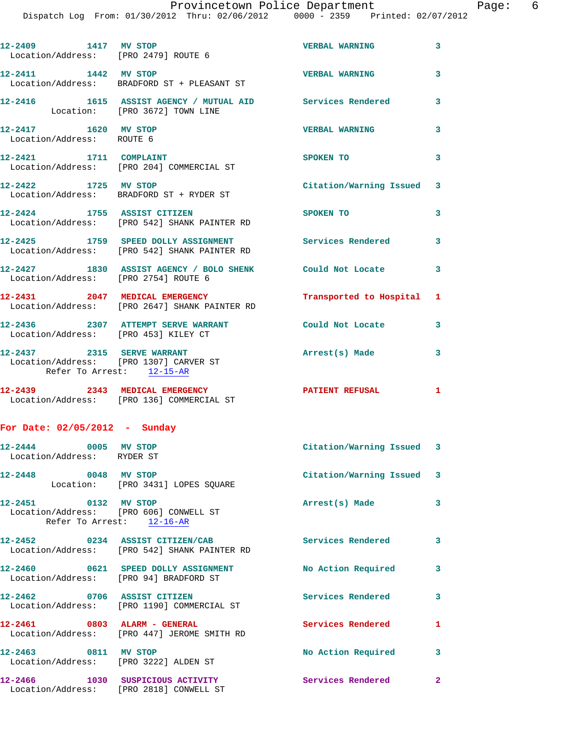12-2409 1417 MV STOP VERBAL WARNING 3
Location/Address: [PRO 2479] ROUTE 6

12-2411 1442 MV STOP VERBAL WARNING 3
Location/Address: BRADFORD ST + PLEASANT ST

12-2416 1615 ASSIST AGENCY / MUTUAL AID Services Rendered 3
Location: [PRO 3672] TOWN LINE

12-2417 1620 MV STOP VERBAL WARNING 3
Location/Address: ROUTE 6

12-2421 1711 COMPLAINT SPOKEN TO 3
Location/Address: [PRO 204] COMMERCIAL ST

12-2422 1725 MV STOP Citation/Warning Issued 3
Location/Address: BRADFORD ST + RYDER ST

12-2424 1755 ASSIST CITIZEN SPOKEN TO 3
Location/Address: [PRO 542] SHANK PAINTER RD

12-2425 1759 SPEED DOLLY ASSIGNMENT Services Rendered 3
Location/Address: [PRO 542] SHANK PAINTER RD

12-2427 1830 ASSIST AGENCY / BOLO SHENK Could Not Locate 3
Location/Address: [PRO 2754] ROUTE 6

12-2431 2047 MEDICAL EMERGENCY Transported to Hospital 1
Location/Address: [PRO 2647] SHANK PAINTER RD

12-2436 2307 ATTEMPT SERVE WARRANT Could Not Locate 3
Location/Address: [PRO 453] KILEY CT

12-2437 2315 SERVE WARRANT Arrest(s) Made 3
Location/Address: [PRO 1307] CARVER ST
Refer To Arrest: 12-15-AR

12-2439 2343 MEDICAL EMERGENCY PATIENT REFUSAL 1
Location/Address: [PRO 136] COMMERCIAL ST

**For Date: 02/05/2012 - Sunday**

12-2444 0005 MV STOP Citation/Warning Issued 3
Location/Address: RYDER ST

12-2448 0048 MV STOP Citation/Warning Issued 3
Location: [PRO 3431] LOPES SQUARE

12-2451 0132 MV STOP Arrest(s) Made 3
Location/Address: [PRO 606] CONWELL ST
Refer To Arrest: 12-16-AR

12-2452 0234 ASSIST CITIZEN/CAB Services Rendered 3
Location/Address: [PRO 542] SHANK PAINTER RD

12-2460 0621 SPEED DOLLY ASSIGNMENT No Action Required 3
Location/Address: [PRO 94] BRADFORD ST

12-2462 0706 ASSIST CITIZEN Services Rendered 3
Location/Address: [PRO 1190] COMMERCIAL ST

12-2461 0803 ALARM - GENERAL Services Rendered 1
Location/Address: [PRO 447] JEROME SMITH RD

12-2463 0811 MV STOP No Action Required 3
Location/Address: [PRO 3222] ALDEN ST

12-2466 1030 SUSPICIOUS ACTIVITY Services Rendered 2
Location/Address: [PRO 2818] CONWELL ST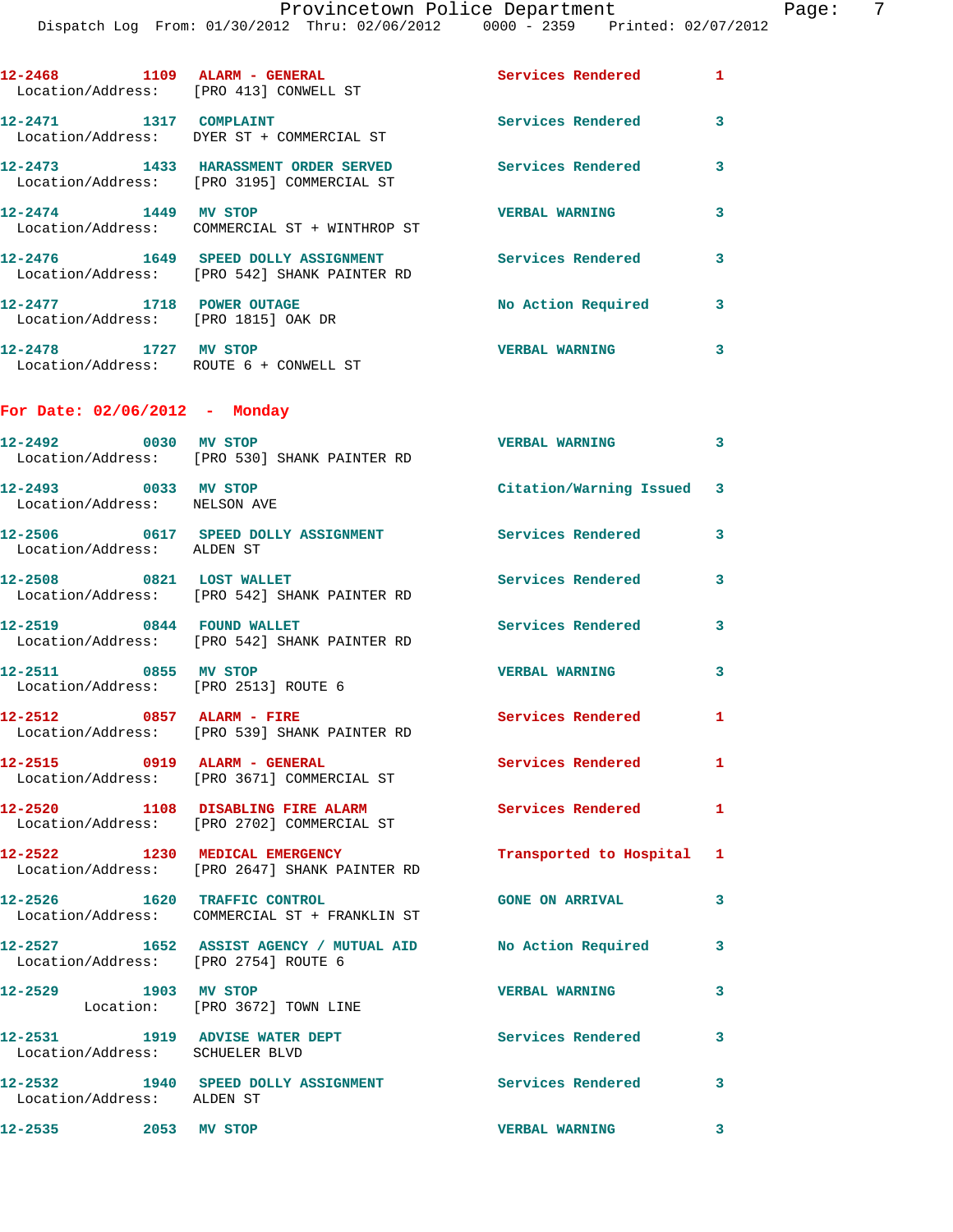12-2468 1109 ALARM - GENERAL Services Rendered 1
Location/Address: [PRO 413] CONWELL ST

12-2471 1317 COMPLAINT Services Rendered 3
Location/Address: DYER ST + COMMERCIAL ST

12-2473 1433 HARASSMENT ORDER SERVED Services Rendered 3
Location/Address: [PRO 3195] COMMERCIAL ST

12-2474 1449 MV STOP VERBAL WARNING 3
Location/Address: COMMERCIAL ST + WINTHROP ST

12-2476 1649 SPEED DOLLY ASSIGNMENT Services Rendered 3
Location/Address: [PRO 542] SHANK PAINTER RD

12-2477 1718 POWER OUTAGE No Action Required 3
Location/Address: [PRO 1815] OAK DR

12-2478 1727 MV STOP VERBAL WARNING 3
Location/Address: ROUTE 6 + CONWELL ST

## For Date: 02/06/2012 - Monday

12-2492 0030 MV STOP VERBAL WARNING 3
Location/Address: [PRO 530] SHANK PAINTER RD

12-2493 0033 MV STOP Citation/Warning Issued 3
Location/Address: NELSON AVE

12-2506 0617 SPEED DOLLY ASSIGNMENT Services Rendered 3
Location/Address: ALDEN ST

12-2508 0821 LOST WALLET Services Rendered 3
Location/Address: [PRO 542] SHANK PAINTER RD

12-2519 0844 FOUND WALLET Services Rendered 3
Location/Address: [PRO 542] SHANK PAINTER RD

12-2511 0855 MV STOP VERBAL WARNING 3
Location/Address: [PRO 2513] ROUTE 6

12-2512 0857 ALARM - FIRE Services Rendered 1
Location/Address: [PRO 539] SHANK PAINTER RD

12-2515 0919 ALARM - GENERAL Services Rendered 1
Location/Address: [PRO 3671] COMMERCIAL ST

12-2520 1108 DISABLING FIRE ALARM Services Rendered 1
Location/Address: [PRO 2702] COMMERCIAL ST

12-2522 1230 MEDICAL EMERGENCY Transported to Hospital 1
Location/Address: [PRO 2647] SHANK PAINTER RD

12-2526 1620 TRAFFIC CONTROL GONE ON ARRIVAL 3
Location/Address: COMMERCIAL ST + FRANKLIN ST

12-2527 1652 ASSIST AGENCY / MUTUAL AID No Action Required 3
Location/Address: [PRO 2754] ROUTE 6

12-2529 1903 MV STOP VERBAL WARNING 3
Location: [PRO 3672] TOWN LINE

12-2531 1919 ADVISE WATER DEPT Services Rendered 3
Location/Address: SCHUELER BLVD

12-2532 1940 SPEED DOLLY ASSIGNMENT Services Rendered 3
Location/Address: ALDEN ST

12-2535 2053 MV STOP VERBAL WARNING 3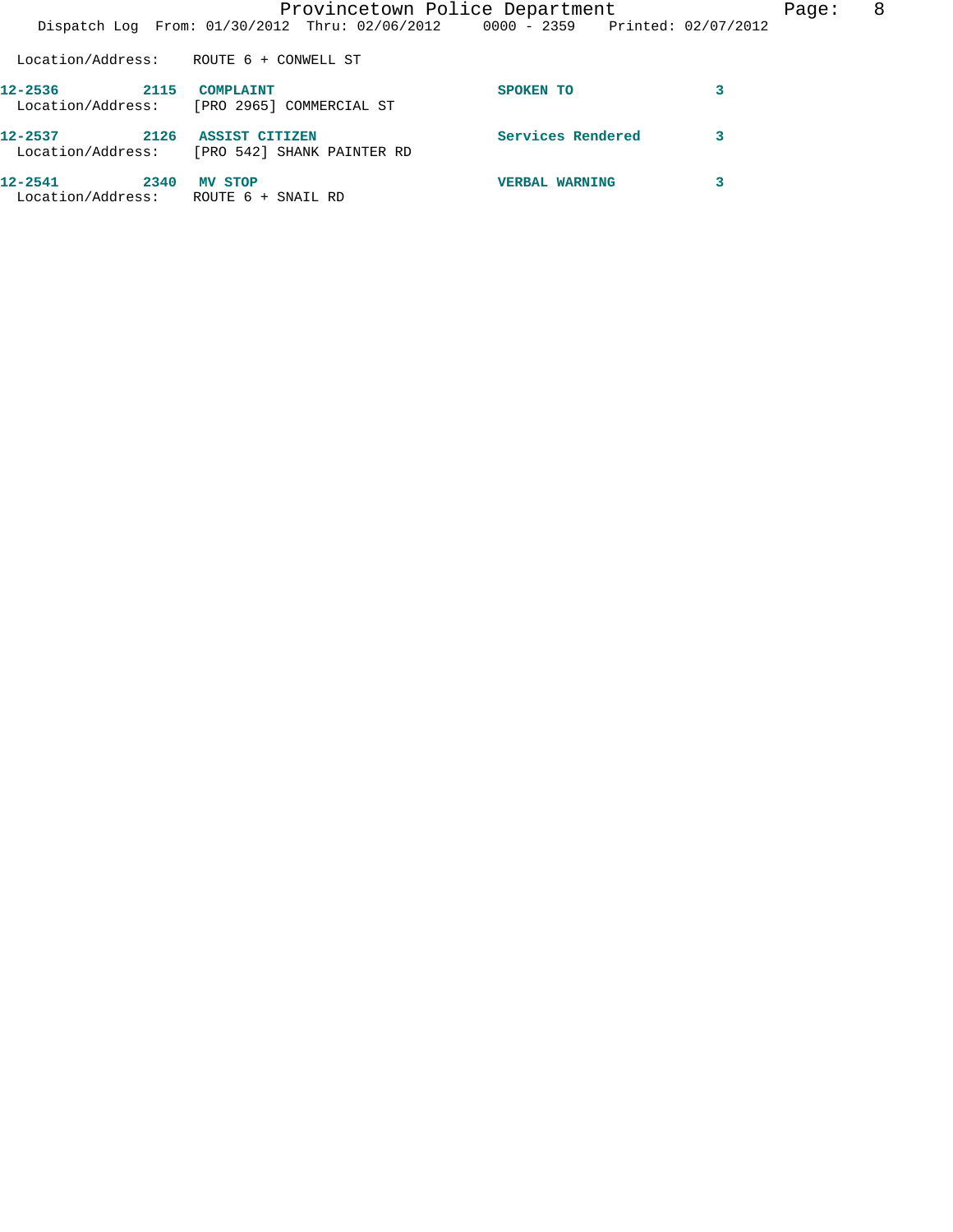Location/Address: ROUTE 6 + CONWELL ST

**12-2536 2115 COMPLAINT** **SPOKEN TO** **3**
Location/Address: [PRO 2965] COMMERCIAL ST

**12-2537 2126 ASSIST CITIZEN** **Services Rendered** **3**
Location/Address: [PRO 542] SHANK PAINTER RD

**12-2541 2340 MV STOP** **VERBAL WARNING** **3**
Location/Address: ROUTE 6 + SNAIL RD